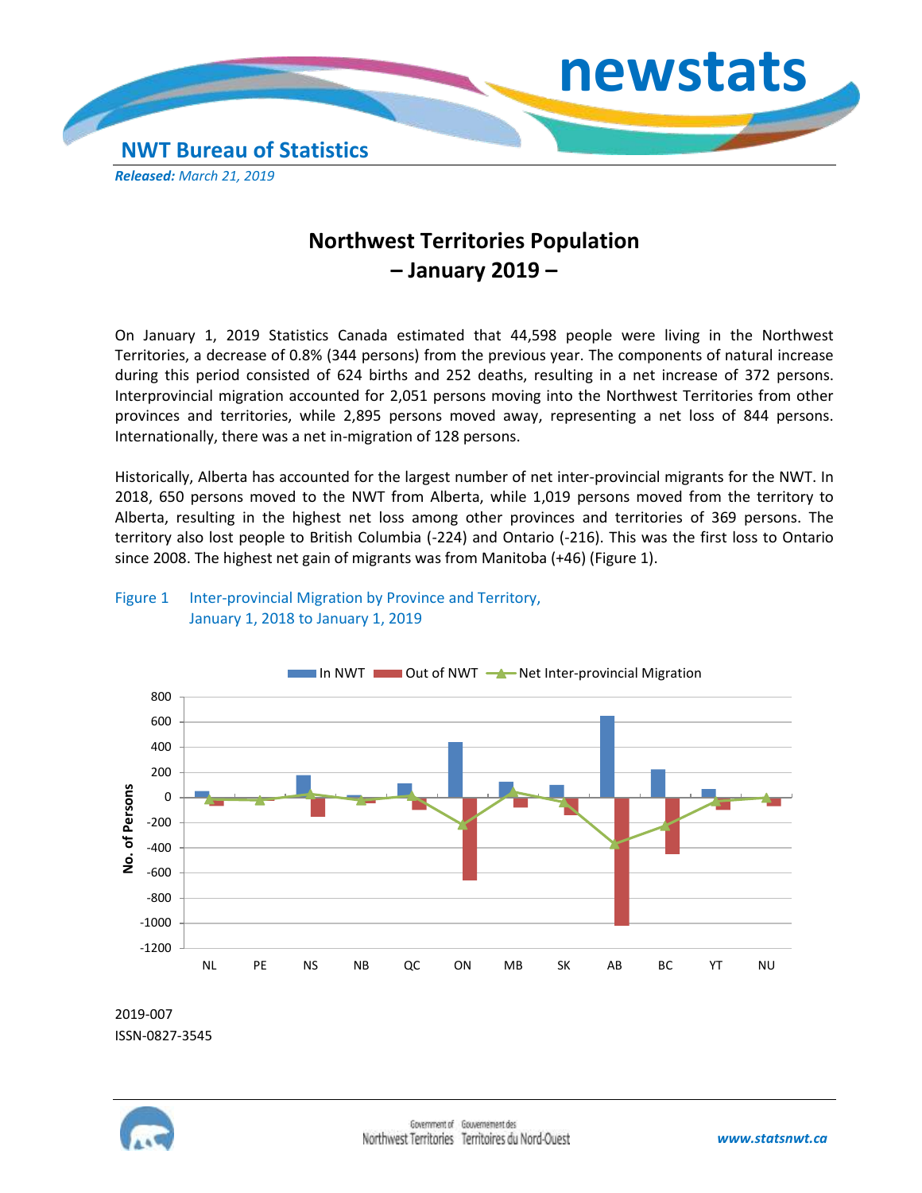newstats

NWT Bureau of Statistics

***Released:** March 21, 2019*

# Northwest Territories Population – January 2019 –

On January 1, 2019 Statistics Canada estimated that 44,598 people were living in the Northwest Territories, a decrease of 0.8% (344 persons) from the previous year. The components of natural increase during this period consisted of 624 births and 252 deaths, resulting in a net increase of 372 persons. Interprovincial migration accounted for 2,051 persons moving into the Northwest Territories from other provinces and territories, while 2,895 persons moved away, representing a net loss of 844 persons. Internationally, there was a net in-migration of 128 persons.

Historically, Alberta has accounted for the largest number of net inter-provincial migrants for the NWT. In 2018, 650 persons moved to the NWT from Alberta, while 1,019 persons moved from the territory to Alberta, resulting in the highest net loss among other provinces and territories of 369 persons. The territory also lost people to British Columbia (-224) and Ontario (-216). This was the first loss to Ontario since 2008. The highest net gain of migrants was from Manitoba (+46) (Figure 1).

Figure 1 Inter-provincial Migration by Province and Territory, January 1, 2018 to January 1, 2019

2019-007

ISSN-0827-3545

www.statsnwt.ca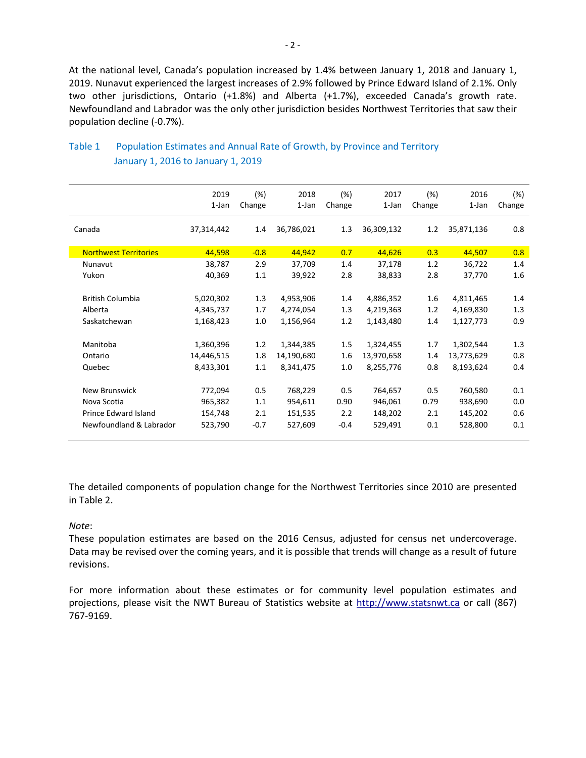At the national level, Canada's population increased by 1.4% between January 1, 2018 and January 1, 2019. Nunavut experienced the largest increases of 2.9% followed by Prince Edward Island of 2.1%. Only two other jurisdictions, Ontario (+1.8%) and Alberta (+1.7%), exceeded Canada's growth rate. Newfoundland and Labrador was the only other jurisdiction besides Northwest Territories that saw their population decline (-0.7%).

Table 1 Population Estimates and Annual Rate of Growth, by Province and Territory January 1, 2016 to January 1, 2019

| | 2019 1-Jan | (%) Change | 2018 1-Jan | (%) Change | 2017 1-Jan | (%) Change | 2016 1-Jan | (%) Change |
|---|---|---|---|---|---|---|---|---|
| Canada | 37,314,442 | 1.4 | 36,786,021 | 1.3 | 36,309,132 | 1.2 | 35,871,136 | 0.8 |
| Northwest Territories | 44,598 | -0.8 | 44,942 | 0.7 | 44,626 | 0.3 | 44,507 | 0.8 |
| Nunavut | 38,787 | 2.9 | 37,709 | 1.4 | 37,178 | 1.2 | 36,722 | 1.4 |
| Yukon | 40,369 | 1.1 | 39,922 | 2.8 | 38,833 | 2.8 | 37,770 | 1.6 |
| British Columbia | 5,020,302 | 1.3 | 4,953,906 | 1.4 | 4,886,352 | 1.6 | 4,811,465 | 1.4 |
| Alberta | 4,345,737 | 1.7 | 4,274,054 | 1.3 | 4,219,363 | 1.2 | 4,169,830 | 1.3 |
| Saskatchewan | 1,168,423 | 1.0 | 1,156,964 | 1.2 | 1,143,480 | 1.4 | 1,127,773 | 0.9 |
| Manitoba | 1,360,396 | 1.2 | 1,344,385 | 1.5 | 1,324,455 | 1.7 | 1,302,544 | 1.3 |
| Ontario | 14,446,515 | 1.8 | 14,190,680 | 1.6 | 13,970,658 | 1.4 | 13,773,629 | 0.8 |
| Quebec | 8,433,301 | 1.1 | 8,341,475 | 1.0 | 8,255,776 | 0.8 | 8,193,624 | 0.4 |
| New Brunswick | 772,094 | 0.5 | 768,229 | 0.5 | 764,657 | 0.5 | 760,580 | 0.1 |
| Nova Scotia | 965,382 | 1.1 | 954,611 | 0.90 | 946,061 | 0.79 | 938,690 | 0.0 |
| Prince Edward Island | 154,748 | 2.1 | 151,535 | 2.2 | 148,202 | 2.1 | 145,202 | 0.6 |
| Newfoundland & Labrador | 523,790 | -0.7 | 527,609 | -0.4 | 529,491 | 0.1 | 528,800 | 0.1 |

The detailed components of population change for the Northwest Territories since 2010 are presented in Table 2.

*Note*:
These population estimates are based on the 2016 Census, adjusted for census net undercoverage. Data may be revised over the coming years, and it is possible that trends will change as a result of future revisions.

For more information about these estimates or for community level population estimates and projections, please visit the NWT Bureau of Statistics website at http://www.statsnwt.ca or call (867) 767-9169.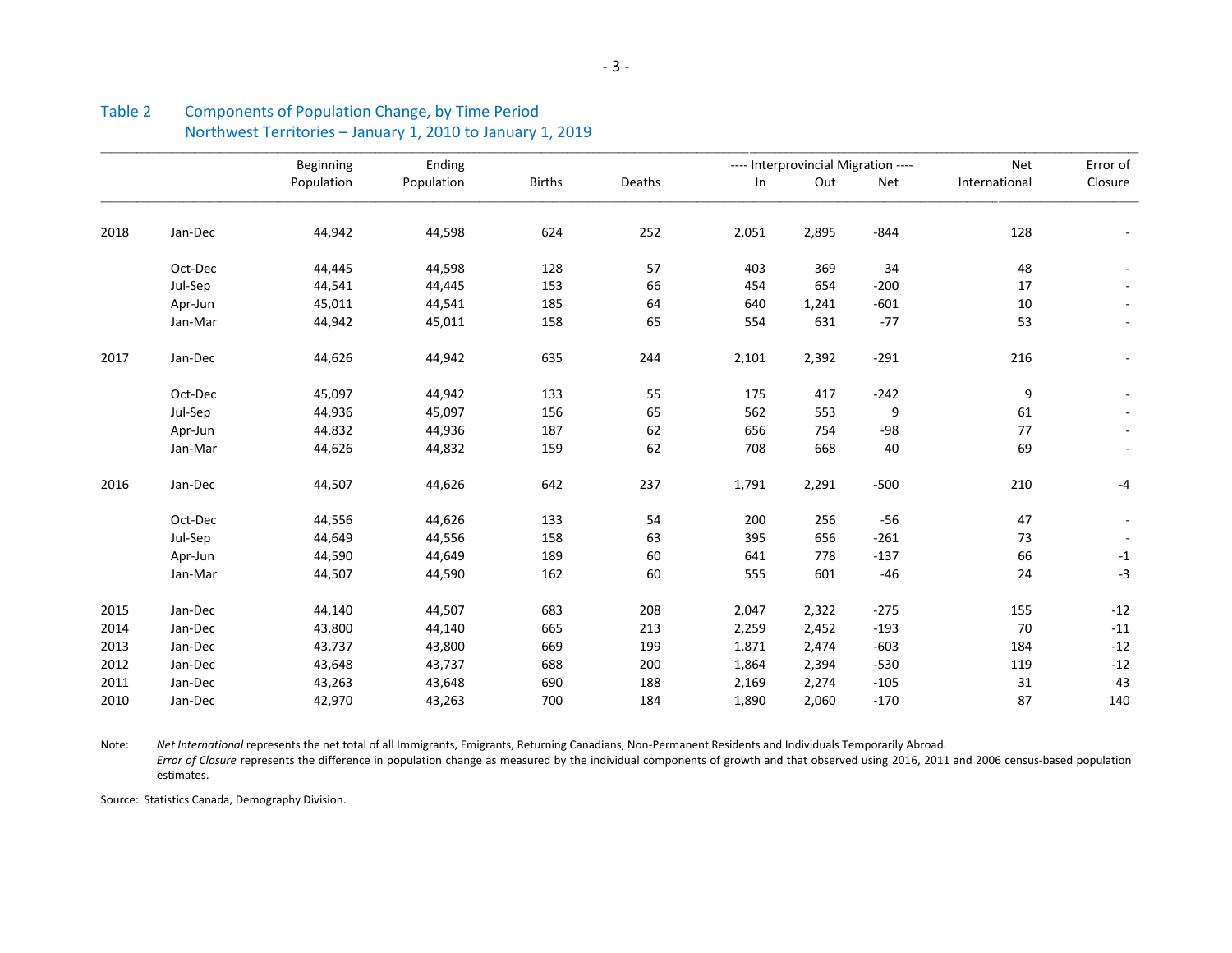## Table 2 Components of Population Change, by Time Period
### Northwest Territories – January 1, 2010 to January 1, 2019

| | | Beginning Population | Ending Population | Births | Deaths | ---- Interprovincial Migration ---- In | Out | Net | Net International | Error of Closure |
|---|---|---|---|---|---|---|---|---|---|---|
| 2018 | Jan-Dec | 44,942 | 44,598 | 624 | 252 | 2,051 | 2,895 | -844 | 128 | - |
| | Oct-Dec | 44,445 | 44,598 | 128 | 57 | 403 | 369 | 34 | 48 | - |
| | Jul-Sep | 44,541 | 44,445 | 153 | 66 | 454 | 654 | -200 | 17 | - |
| | Apr-Jun | 45,011 | 44,541 | 185 | 64 | 640 | 1,241 | -601 | 10 | - |
| | Jan-Mar | 44,942 | 45,011 | 158 | 65 | 554 | 631 | -77 | 53 | - |
| 2017 | Jan-Dec | 44,626 | 44,942 | 635 | 244 | 2,101 | 2,392 | -291 | 216 | - |
| | Oct-Dec | 45,097 | 44,942 | 133 | 55 | 175 | 417 | -242 | 9 | - |
| | Jul-Sep | 44,936 | 45,097 | 156 | 65 | 562 | 553 | 9 | 61 | - |
| | Apr-Jun | 44,832 | 44,936 | 187 | 62 | 656 | 754 | -98 | 77 | - |
| | Jan-Mar | 44,626 | 44,832 | 159 | 62 | 708 | 668 | 40 | 69 | - |
| 2016 | Jan-Dec | 44,507 | 44,626 | 642 | 237 | 1,791 | 2,291 | -500 | 210 | -4 |
| | Oct-Dec | 44,556 | 44,626 | 133 | 54 | 200 | 256 | -56 | 47 | - |
| | Jul-Sep | 44,649 | 44,556 | 158 | 63 | 395 | 656 | -261 | 73 | - |
| | Apr-Jun | 44,590 | 44,649 | 189 | 60 | 641 | 778 | -137 | 66 | -1 |
| | Jan-Mar | 44,507 | 44,590 | 162 | 60 | 555 | 601 | -46 | 24 | -3 |
| 2015 | Jan-Dec | 44,140 | 44,507 | 683 | 208 | 2,047 | 2,322 | -275 | 155 | -12 |
| 2014 | Jan-Dec | 43,800 | 44,140 | 665 | 213 | 2,259 | 2,452 | -193 | 70 | -11 |
| 2013 | Jan-Dec | 43,737 | 43,800 | 669 | 199 | 1,871 | 2,474 | -603 | 184 | -12 |
| 2012 | Jan-Dec | 43,648 | 43,737 | 688 | 200 | 1,864 | 2,394 | -530 | 119 | -12 |
| 2011 | Jan-Dec | 43,263 | 43,648 | 690 | 188 | 2,169 | 2,274 | -105 | 31 | 43 |
| 2010 | Jan-Dec | 42,970 | 43,263 | 700 | 184 | 1,890 | 2,060 | -170 | 87 | 140 |

Note: *Net International* represents the net total of all Immigrants, Emigrants, Returning Canadians, Non-Permanent Residents and Individuals Temporarily Abroad.
*Error of Closure* represents the difference in population change as measured by the individual components of growth and that observed using 2016, 2011 and 2006 census-based population estimates.

Source: Statistics Canada, Demography Division.